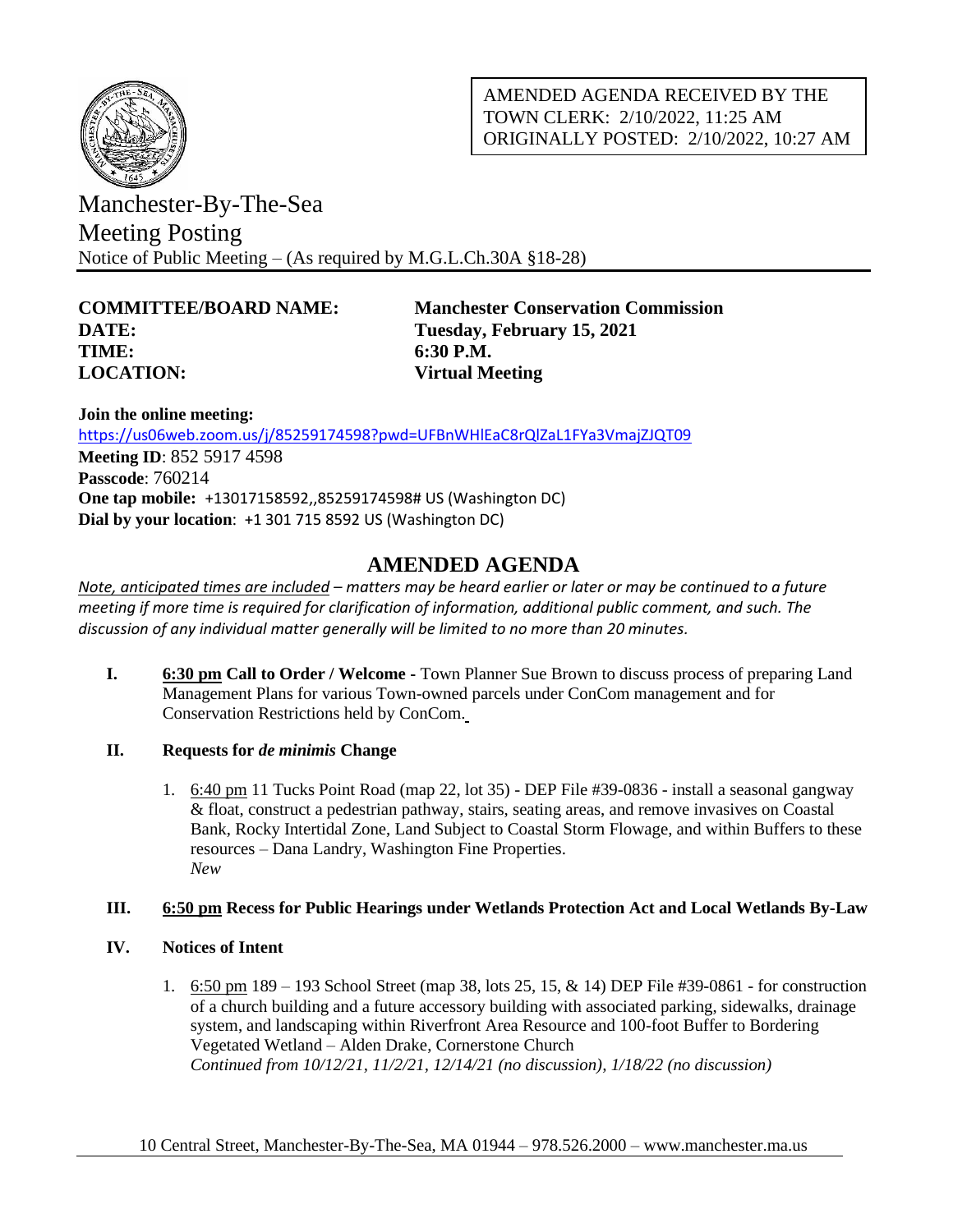AMENDED AGENDA RECEIVED BY THE TOWN CLERK: 2/10/2022, 11:25 AM
ORIGINALLY POSTED: 2/10/2022, 10:27 AM

# Manchester-By-The-Sea
## Meeting Posting
Notice of Public Meeting – (As required by M.G.L.Ch.30A §18-28)

**COMMITTEE/BOARD NAME:** **Manchester Conservation Commission**
**DATE:** **Tuesday, February 15, 2021**
**TIME:** **6:30 P.M.**
**LOCATION:** **Virtual Meeting**

**Join the online meeting:**
https://us06web.zoom.us/j/85259174598?pwd=UFBnWHlEaC8rQlZaL1FYa3VmajZJQT09
**Meeting ID**: 852 5917 4598
**Passcode**: 760214
**One tap mobile:** +13017158592,,85259174598# US (Washington DC)
**Dial by your location**: +1 301 715 8592 US (Washington DC)

## AMENDED AGENDA

*Note, anticipated times are included – matters may be heard earlier or later or may be continued to a future meeting if more time is required for clarification of information, additional public comment, and such. The discussion of any individual matter generally will be limited to no more than 20 minutes.*

**I. 6:30 pm Call to Order / Welcome -** Town Planner Sue Brown to discuss process of preparing Land Management Plans for various Town-owned parcels under ConCom management and for Conservation Restrictions held by ConCom.

**II. Requests for *de minimis* Change**

1. 6:40 pm 11 Tucks Point Road (map 22, lot 35) - DEP File #39-0836 - install a seasonal gangway & float, construct a pedestrian pathway, stairs, seating areas, and remove invasives on Coastal Bank, Rocky Intertidal Zone, Land Subject to Coastal Storm Flowage, and within Buffers to these resources – Dana Landry, Washington Fine Properties.
*New*

**III. 6:50 pm Recess for Public Hearings under Wetlands Protection Act and Local Wetlands By-Law**

**IV. Notices of Intent**

1. 6:50 pm 189 – 193 School Street (map 38, lots 25, 15, & 14) DEP File #39-0861 - for construction of a church building and a future accessory building with associated parking, sidewalks, drainage system, and landscaping within Riverfront Area Resource and 100-foot Buffer to Bordering Vegetated Wetland – Alden Drake, Cornerstone Church
*Continued from 10/12/21, 11/2/21, 12/14/21 (no discussion), 1/18/22 (no discussion)*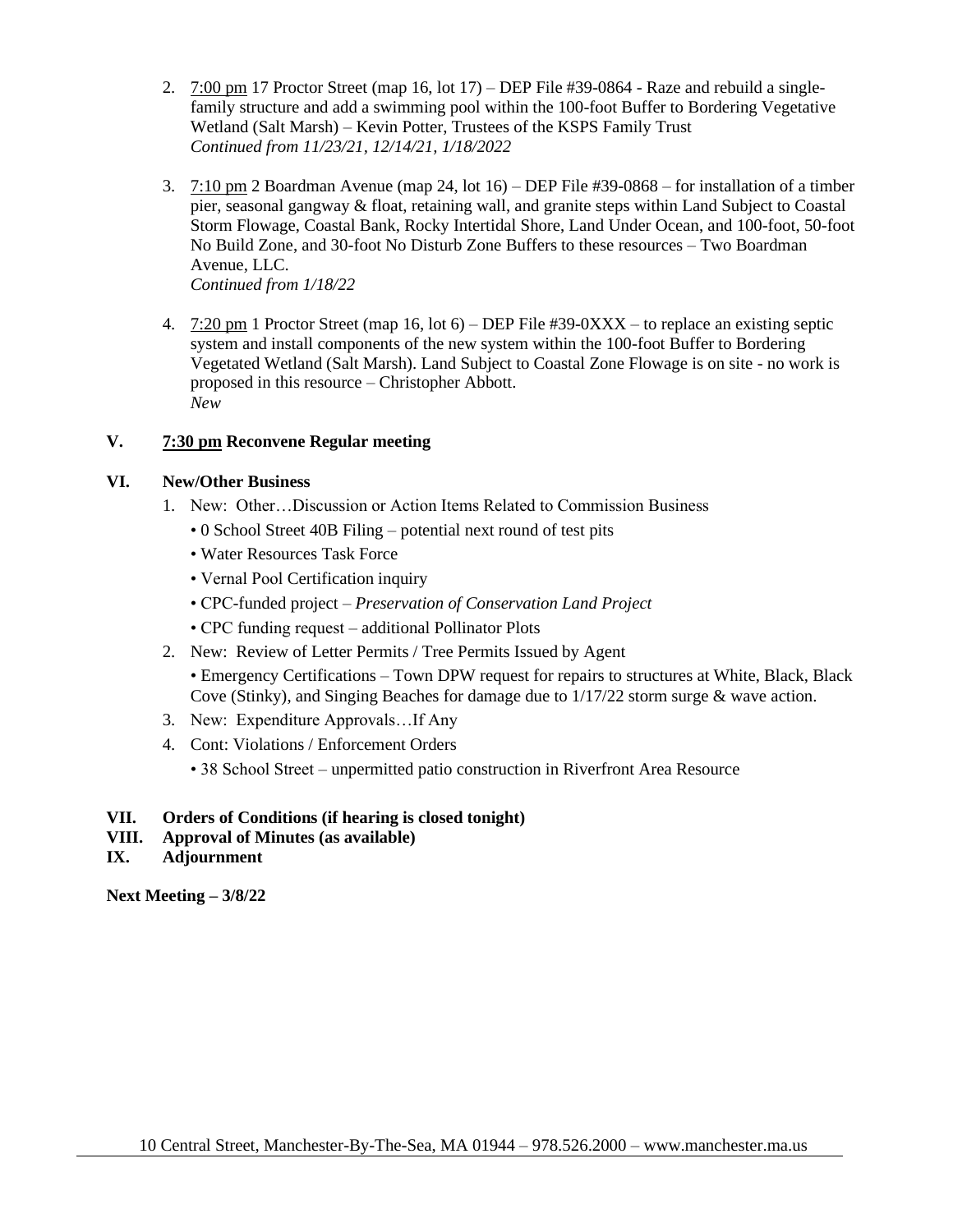2. <u>7:00 pm</u> 17 Proctor Street (map 16, lot 17) – DEP File #39-0864 - Raze and rebuild a single-family structure and add a swimming pool within the 100-foot Buffer to Bordering Vegetative Wetland (Salt Marsh) – Kevin Potter, Trustees of the KSPS Family Trust
   *Continued from 11/23/21, 12/14/21, 1/18/2022*

3. <u>7:10 pm</u> 2 Boardman Avenue (map 24, lot 16) – DEP File #39-0868 – for installation of a timber pier, seasonal gangway & float, retaining wall, and granite steps within Land Subject to Coastal Storm Flowage, Coastal Bank, Rocky Intertidal Shore, Land Under Ocean, and 100-foot, 50-foot No Build Zone, and 30-foot No Disturb Zone Buffers to these resources – Two Boardman Avenue, LLC.
   *Continued from 1/18/22*

4. <u>7:20 pm</u> 1 Proctor Street (map 16, lot 6) – DEP File #39-0XXX – to replace an existing septic system and install components of the new system within the 100-foot Buffer to Bordering Vegetated Wetland (Salt Marsh). Land Subject to Coastal Zone Flowage is on site - no work is proposed in this resource – Christopher Abbott.
   *New*

**V. <u>7:30 pm</u> Reconvene Regular meeting**

**VI. New/Other Business**

1. New: Other…Discussion or Action Items Related to Commission Business
   - 0 School Street 40B Filing – potential next round of test pits
   - Water Resources Task Force
   - Vernal Pool Certification inquiry
   - CPC-funded project – *Preservation of Conservation Land Project*
   - CPC funding request – additional Pollinator Plots
2. New: Review of Letter Permits / Tree Permits Issued by Agent
   - Emergency Certifications – Town DPW request for repairs to structures at White, Black, Black Cove (Stinky), and Singing Beaches for damage due to 1/17/22 storm surge & wave action.
3. New: Expenditure Approvals…If Any
4. Cont: Violations / Enforcement Orders
   - 38 School Street – unpermitted patio construction in Riverfront Area Resource

**VII. Orders of Conditions (if hearing is closed tonight)**

**VIII. Approval of Minutes (as available)**

**IX. Adjournment**

**Next Meeting – 3/8/22**

10 Central Street, Manchester-By-The-Sea, MA 01944 – 978.526.2000 – www.manchester.ma.us